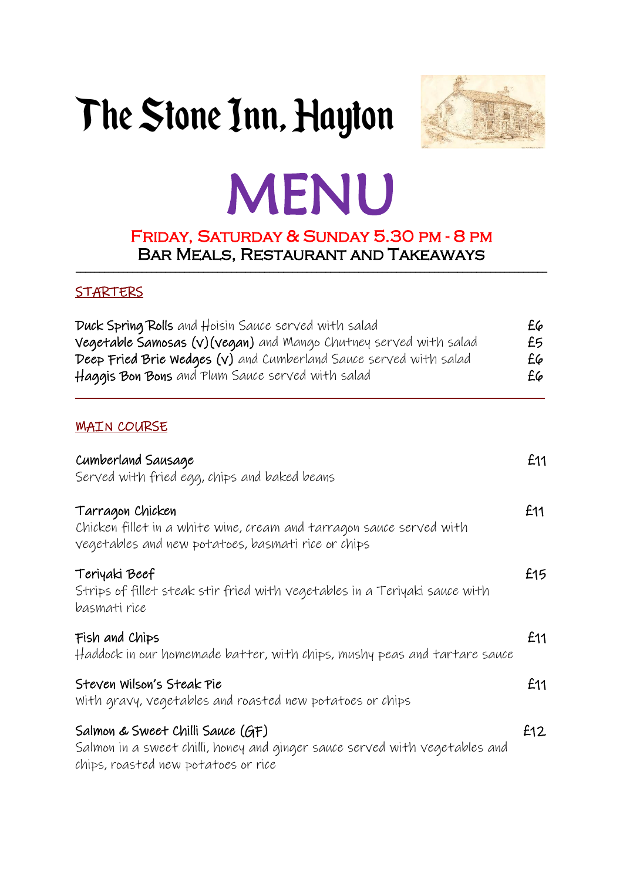# The Stone Inn, Hayton

# MENU

**Friday, Saturday & Sunday 5.30 pm - 8 pm**
**Bar Meals, Restaurant and Takeaways**

---

## STARTERS

**Duck Spring Rolls** and Hoisin Sauce served with salad — £6
**Vegetable Samosas (v)(vegan)** and Mango Chutney served with salad — £5
**Deep Fried Brie Wedges (v)** and Cumberland Sauce served with salad — £6
**Haggis Bon Bons** and Plum Sauce served with salad — £6

---

## MAIN COURSE

**Cumberland Sausage** — £11
Served with fried egg, chips and baked beans

**Tarragon Chicken** — £11
Chicken fillet in a white wine, cream and tarragon sauce served with vegetables and new potatoes, basmati rice or chips

**Teriyaki Beef** — £15
Strips of fillet steak stir fried with vegetables in a Teriyaki sauce with basmati rice

**Fish and Chips** — £11
Haddock in our homemade batter, with chips, mushy peas and tartare sauce

**Steven Wilson's Steak Pie** — £11
With gravy, vegetables and roasted new potatoes or chips

**Salmon & Sweet Chilli Sauce (GF)** — £12
Salmon in a sweet chilli, honey and ginger sauce served with vegetables and chips, roasted new potatoes or rice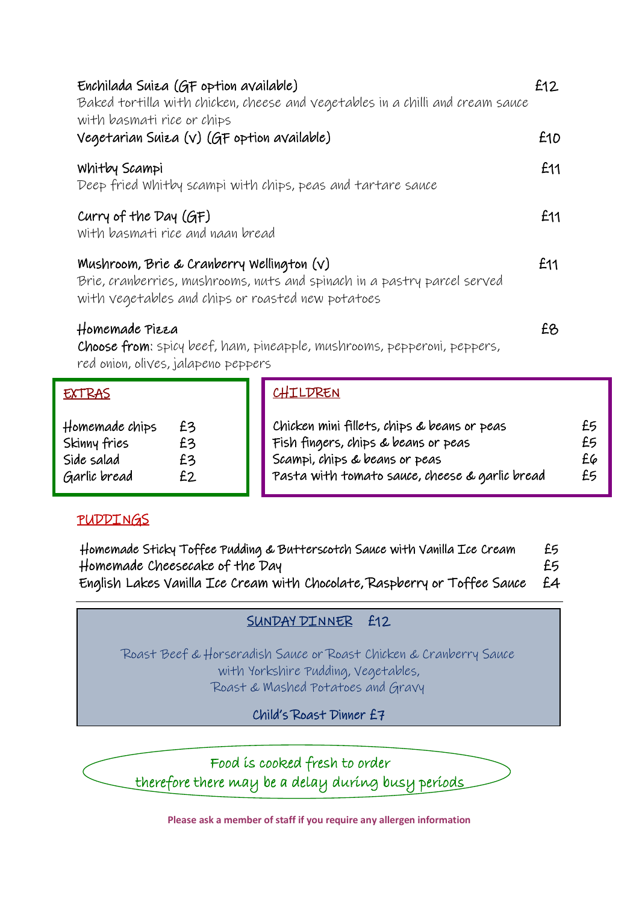**Enchilada Suiza (GF option available)** £12
Baked tortilla with chicken, cheese and vegetables in a chilli and cream sauce with basmati rice or chips

**Vegetarian Suiza (V) (GF option available)** £10

**Whitby Scampi** £11
Deep fried Whitby scampi with chips, peas and tartare sauce

**Curry of the Day (GF)** £11
With basmati rice and naan bread

**Mushroom, Brie & Cranberry Wellington (V)** £11
Brie, cranberries, mushrooms, nuts and spinach in a pastry parcel served with vegetables and chips or roasted new potatoes

**Homemade Pizza** £8
**Choose from:** spicy beef, ham, pineapple, mushrooms, pepperoni, peppers, red onion, olives, jalapeno peppers

## EXTRAS

| | |
|---|---|
| Homemade chips | £3 |
| Skinny fries | £3 |
| Side salad | £3 |
| Garlic bread | £2 |

## CHILDREN

| | |
|---|---|
| Chicken mini fillets, chips & beans or peas | £5 |
| Fish fingers, chips & beans or peas | £5 |
| Scampi, chips & beans or peas | £6 |
| Pasta with tomato sauce, cheese & garlic bread | £5 |

## PUDDINGS

| | |
|---|---|
| Homemade Sticky Toffee Pudding & Butterscotch Sauce with Vanilla Ice Cream | £5 |
| Homemade Cheesecake of the Day | £5 |
| English Lakes Vanilla Ice Cream with Chocolate, Raspberry or Toffee Sauce | £4 |

---

## SUNDAY DINNER £12

Roast Beef & Horseradish Sauce or Roast Chicken & Cranberry Sauce
with Yorkshire Pudding, Vegetables,
Roast & Mashed Potatoes and Gravy

Child's Roast Dinner £7

Food is cooked fresh to order
therefore there may be a delay during busy periods

**Please ask a member of staff if you require any allergen information**